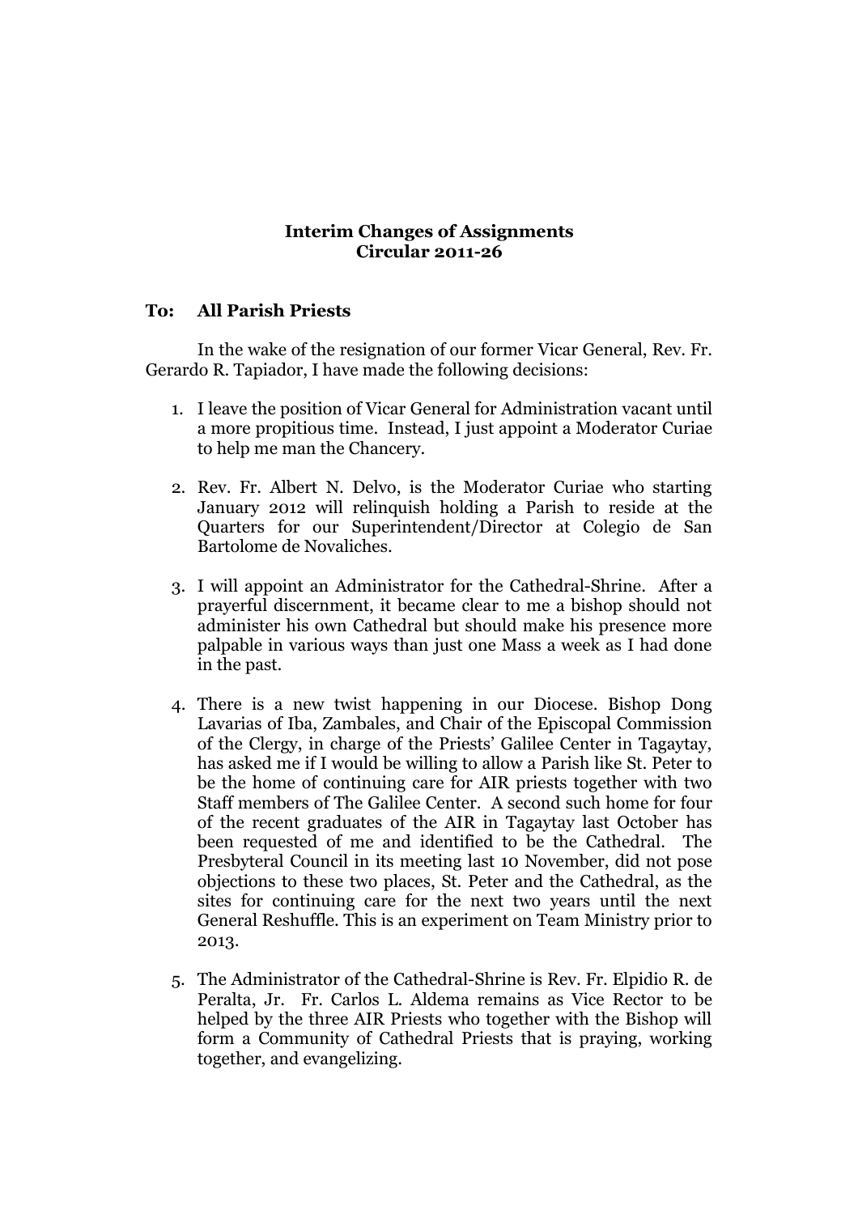**Interim Changes of Assignments**
**Circular 2011-26**

**To: All Parish Priests**

In the wake of the resignation of our former Vicar General, Rev. Fr. Gerardo R. Tapiador, I have made the following decisions:

1. I leave the position of Vicar General for Administration vacant until a more propitious time. Instead, I just appoint a Moderator Curiae to help me man the Chancery.

2. Rev. Fr. Albert N. Delvo, is the Moderator Curiae who starting January 2012 will relinquish holding a Parish to reside at the Quarters for our Superintendent/Director at Colegio de San Bartolome de Novaliches.

3. I will appoint an Administrator for the Cathedral-Shrine. After a prayerful discernment, it became clear to me a bishop should not administer his own Cathedral but should make his presence more palpable in various ways than just one Mass a week as I had done in the past.

4. There is a new twist happening in our Diocese. Bishop Dong Lavarias of Iba, Zambales, and Chair of the Episcopal Commission of the Clergy, in charge of the Priests' Galilee Center in Tagaytay, has asked me if I would be willing to allow a Parish like St. Peter to be the home of continuing care for AIR priests together with two Staff members of The Galilee Center. A second such home for four of the recent graduates of the AIR in Tagaytay last October has been requested of me and identified to be the Cathedral. The Presbyteral Council in its meeting last 10 November, did not pose objections to these two places, St. Peter and the Cathedral, as the sites for continuing care for the next two years until the next General Reshuffle. This is an experiment on Team Ministry prior to 2013.

5. The Administrator of the Cathedral-Shrine is Rev. Fr. Elpidio R. de Peralta, Jr. Fr. Carlos L. Aldema remains as Vice Rector to be helped by the three AIR Priests who together with the Bishop will form a Community of Cathedral Priests that is praying, working together, and evangelizing.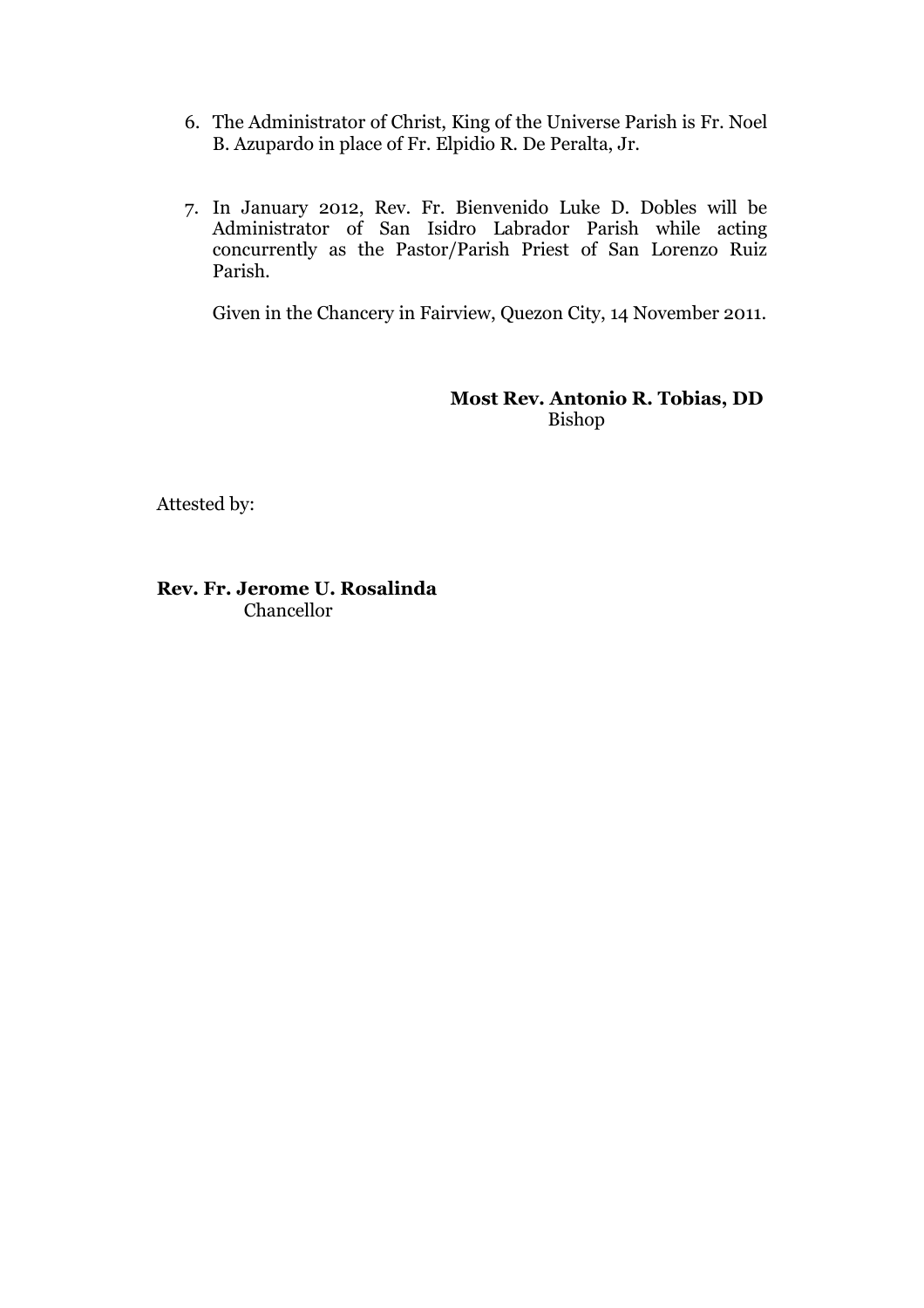6. The Administrator of Christ, King of the Universe Parish is Fr. Noel B. Azupardo in place of Fr. Elpidio R. De Peralta, Jr.

7. In January 2012, Rev. Fr. Bienvenido Luke D. Dobles will be Administrator of San Isidro Labrador Parish while acting concurrently as the Pastor/Parish Priest of San Lorenzo Ruiz Parish.

   Given in the Chancery in Fairview, Quezon City, 14 November 2011.

**Most Rev. Antonio R. Tobias, DD**
Bishop

Attested by:

**Rev. Fr. Jerome U. Rosalinda**
Chancellor